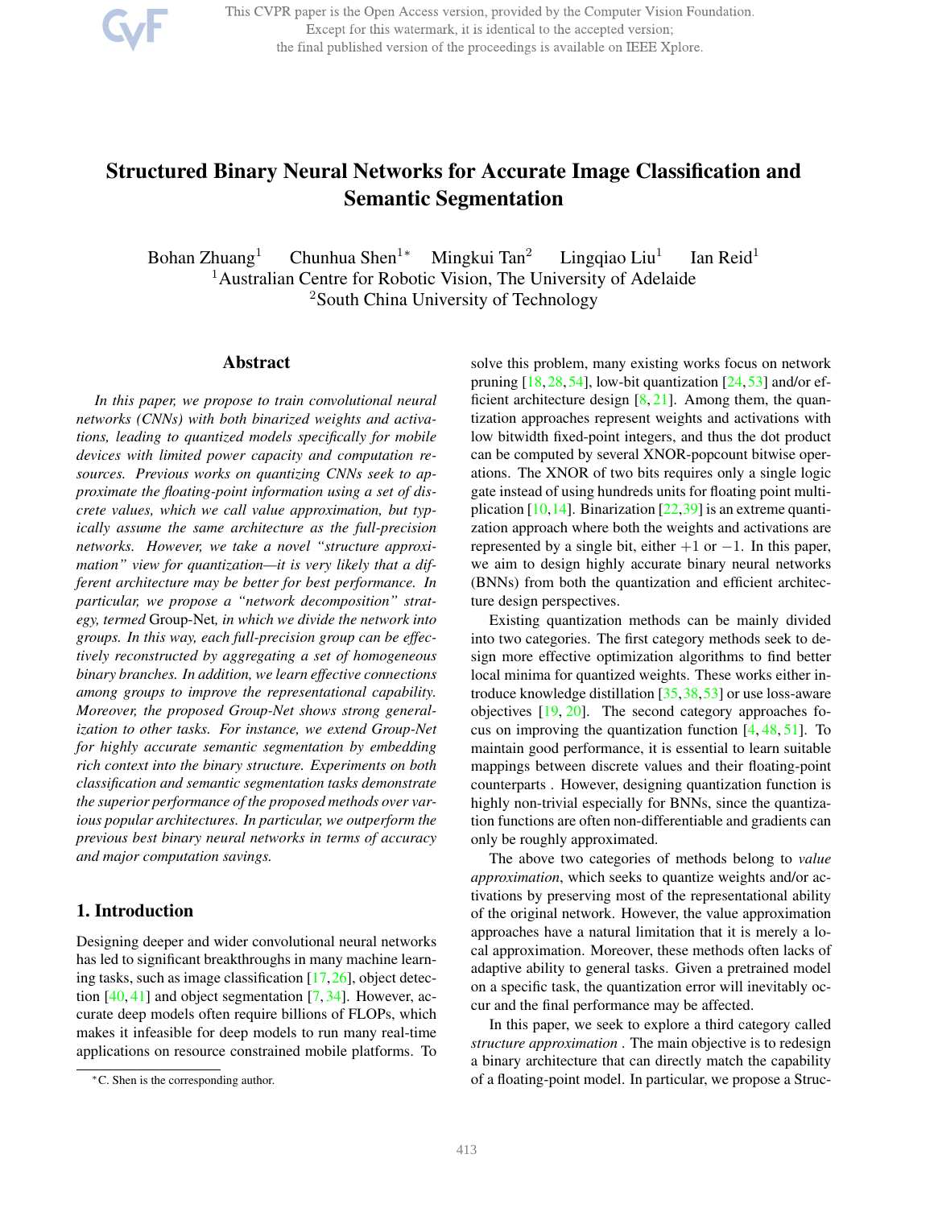# Structured Binary Neural Networks for Accurate Image Classification and Semantic Segmentation

Bohan Zhuang[1] Chunhua Shen[1*] Mingkui Tan[2] Lingqiao Liu[1] Ian Reid[1]

[1]Australian Centre for Robotic Vision, The University of Adelaide

[2]South China University of Technology

## Abstract

*In this paper, we propose to train convolutional neural networks (CNNs) with both binarized weights and activations, leading to quantized models specifically for mobile devices with limited power capacity and computation resources. Previous works on quantizing CNNs seek to approximate the floating-point information using a set of discrete values, which we call value approximation, but typically assume the same architecture as the full-precision networks. However, we take a novel "structure approximation" view for quantization—it is very likely that a different architecture may be better for best performance. In particular, we propose a "network decomposition" strategy, termed* Group-Net*, in which we divide the network into groups. In this way, each full-precision group can be effectively reconstructed by aggregating a set of homogeneous binary branches. In addition, we learn effective connections among groups to improve the representational capability. Moreover, the proposed Group-Net shows strong generalization to other tasks. For instance, we extend Group-Net for highly accurate semantic segmentation by embedding rich context into the binary structure. Experiments on both classification and semantic segmentation tasks demonstrate the superior performance of the proposed methods over various popular architectures. In particular, we outperform the previous best binary neural networks in terms of accuracy and major computation savings.*

## 1. Introduction

Designing deeper and wider convolutional neural networks has led to significant breakthroughs in many machine learning tasks, such as image classification [17, 26], object detection [40, 41] and object segmentation [7, 34]. However, accurate deep models often require billions of FLOPs, which makes it infeasible for deep models to run many real-time applications on resource constrained mobile platforms. To solve this problem, many existing works focus on network pruning [18, 28, 54], low-bit quantization [24, 53] and/or efficient architecture design [8, 21]. Among them, the quantization approaches represent weights and activations with low bitwidth fixed-point integers, and thus the dot product can be computed by several XNOR-popcount bitwise operations. The XNOR of two bits requires only a single logic gate instead of using hundreds units for floating point multiplication [10, 14]. Binarization [22, 39] is an extreme quantization approach where both the weights and activations are represented by a single bit, either $+1$ or $-1$. In this paper, we aim to design highly accurate binary neural networks (BNNs) from both the quantization and efficient architecture design perspectives.

Existing quantization methods can be mainly divided into two categories. The first category methods seek to design more effective optimization algorithms to find better local minima for quantized weights. These works either introduce knowledge distillation [35, 38, 53] or use loss-aware objectives [19, 20]. The second category approaches focus on improving the quantization function [4, 48, 51]. To maintain good performance, it is essential to learn suitable mappings between discrete values and their floating-point counterparts . However, designing quantization function is highly non-trivial especially for BNNs, since the quantization functions are often non-differentiable and gradients can only be roughly approximated.

The above two categories of methods belong to *value approximation*, which seeks to quantize weights and/or activations by preserving most of the representational ability of the original network. However, the value approximation approaches have a natural limitation that it is merely a local approximation. Moreover, these methods often lacks of adaptive ability to general tasks. Given a pretrained model on a specific task, the quantization error will inevitably occur and the final performance may be affected.

In this paper, we seek to explore a third category called *structure approximation* . The main objective is to redesign a binary architecture that can directly match the capability of a floating-point model. In particular, we propose a Struc-

*C. Shen is the corresponding author.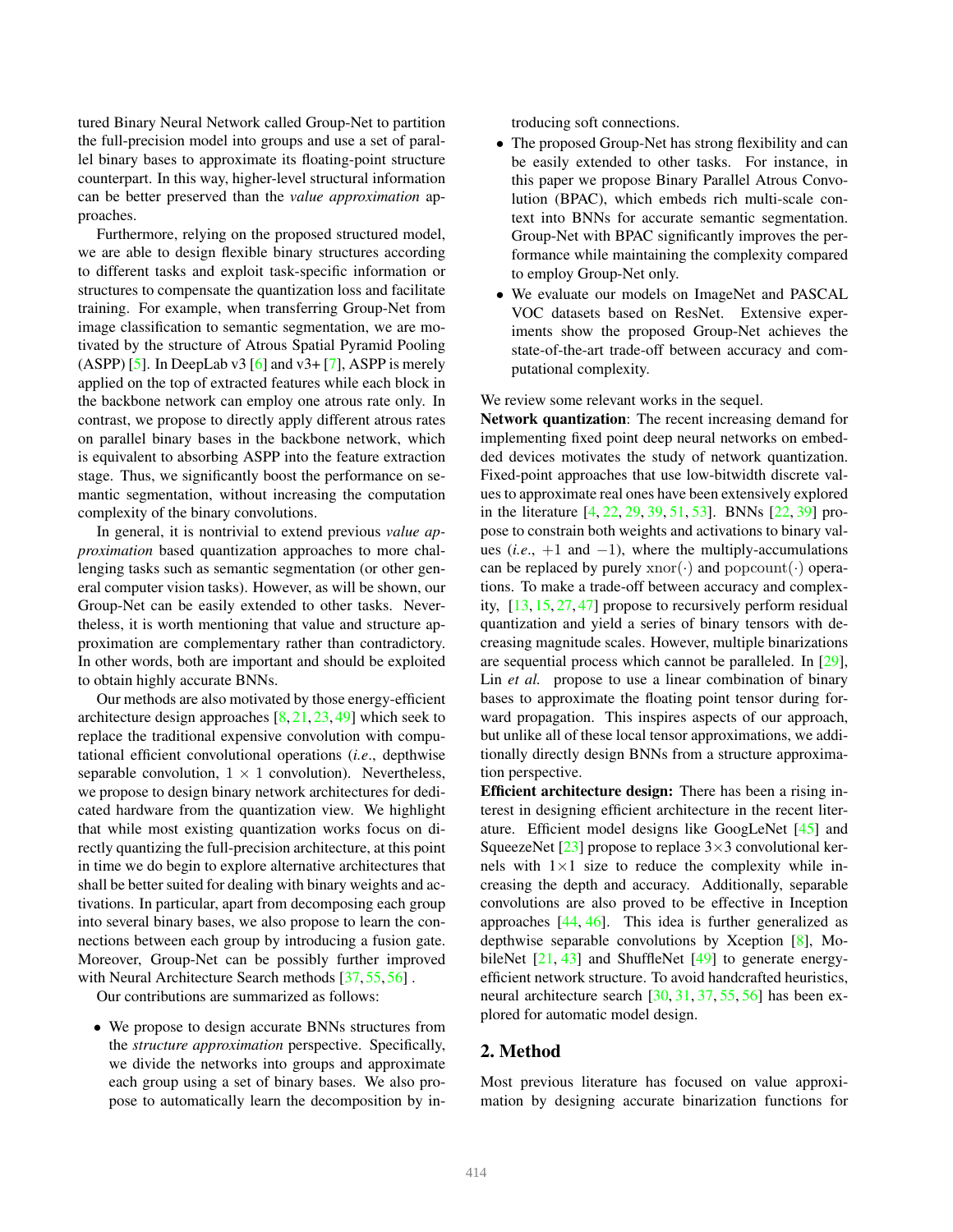tured Binary Neural Network called Group-Net to partition the full-precision model into groups and use a set of parallel binary bases to approximate its floating-point structure counterpart. In this way, higher-level structural information can be better preserved than the *value approximation* approaches.

Furthermore, relying on the proposed structured model, we are able to design flexible binary structures according to different tasks and exploit task-specific information or structures to compensate the quantization loss and facilitate training. For example, when transferring Group-Net from image classification to semantic segmentation, we are motivated by the structure of Atrous Spatial Pyramid Pooling (ASPP) [5]. In DeepLab v3 [6] and v3+ [7], ASPP is merely applied on the top of extracted features while each block in the backbone network can employ one atrous rate only. In contrast, we propose to directly apply different atrous rates on parallel binary bases in the backbone network, which is equivalent to absorbing ASPP into the feature extraction stage. Thus, we significantly boost the performance on semantic segmentation, without increasing the computation complexity of the binary convolutions.

In general, it is nontrivial to extend previous *value approximation* based quantization approaches to more challenging tasks such as semantic segmentation (or other general computer vision tasks). However, as will be shown, our Group-Net can be easily extended to other tasks. Nevertheless, it is worth mentioning that value and structure approximation are complementary rather than contradictory. In other words, both are important and should be exploited to obtain highly accurate BNNs.

Our methods are also motivated by those energy-efficient architecture design approaches [8, 21, 23, 49] which seek to replace the traditional expensive convolution with computational efficient convolutional operations (*i.e*., depthwise separable convolution, $1 \times 1$ convolution). Nevertheless, we propose to design binary network architectures for dedicated hardware from the quantization view. We highlight that while most existing quantization works focus on directly quantizing the full-precision architecture, at this point in time we do begin to explore alternative architectures that shall be better suited for dealing with binary weights and activations. In particular, apart from decomposing each group into several binary bases, we also propose to learn the connections between each group by introducing a fusion gate. Moreover, Group-Net can be possibly further improved with Neural Architecture Search methods [37, 55, 56] .

Our contributions are summarized as follows:

- We propose to design accurate BNNs structures from the *structure approximation* perspective. Specifically, we divide the networks into groups and approximate each group using a set of binary bases. We also propose to automatically learn the decomposition by introducing soft connections.
- The proposed Group-Net has strong flexibility and can be easily extended to other tasks. For instance, in this paper we propose Binary Parallel Atrous Convolution (BPAC), which embeds rich multi-scale context into BNNs for accurate semantic segmentation. Group-Net with BPAC significantly improves the performance while maintaining the complexity compared to employ Group-Net only.
- We evaluate our models on ImageNet and PASCAL VOC datasets based on ResNet. Extensive experiments show the proposed Group-Net achieves the state-of-the-art trade-off between accuracy and computational complexity.

We review some relevant works in the sequel.

**Network quantization**: The recent increasing demand for implementing fixed point deep neural networks on embedded devices motivates the study of network quantization. Fixed-point approaches that use low-bitwidth discrete values to approximate real ones have been extensively explored in the literature [4, 22, 29, 39, 51, 53]. BNNs [22, 39] propose to constrain both weights and activations to binary values (*i.e*., $+1$ and $-1$), where the multiply-accumulations can be replaced by purely $\mathrm{xnor}(\cdot)$ and $\mathrm{popcount}(\cdot)$ operations. To make a trade-off between accuracy and complexity, [13, 15, 27, 47] propose to recursively perform residual quantization and yield a series of binary tensors with decreasing magnitude scales. However, multiple binarizations are sequential process which cannot be paralleled. In [29], Lin *et al.* propose to use a linear combination of binary bases to approximate the floating point tensor during forward propagation. This inspires aspects of our approach, but unlike all of these local tensor approximations, we additionally directly design BNNs from a structure approximation perspective.

**Efficient architecture design:** There has been a rising interest in designing efficient architecture in the recent literature. Efficient model designs like GoogLeNet [45] and SqueezeNet [23] propose to replace $3 \times 3$ convolutional kernels with $1 \times 1$ size to reduce the complexity while increasing the depth and accuracy. Additionally, separable convolutions are also proved to be effective in Inception approaches [44, 46]. This idea is further generalized as depthwise separable convolutions by Xception [8], MobileNet [21, 43] and ShuffleNet [49] to generate energy-efficient network structure. To avoid handcrafted heuristics, neural architecture search [30, 31, 37, 55, 56] has been explored for automatic model design.

## 2. Method

Most previous literature has focused on value approximation by designing accurate binarization functions for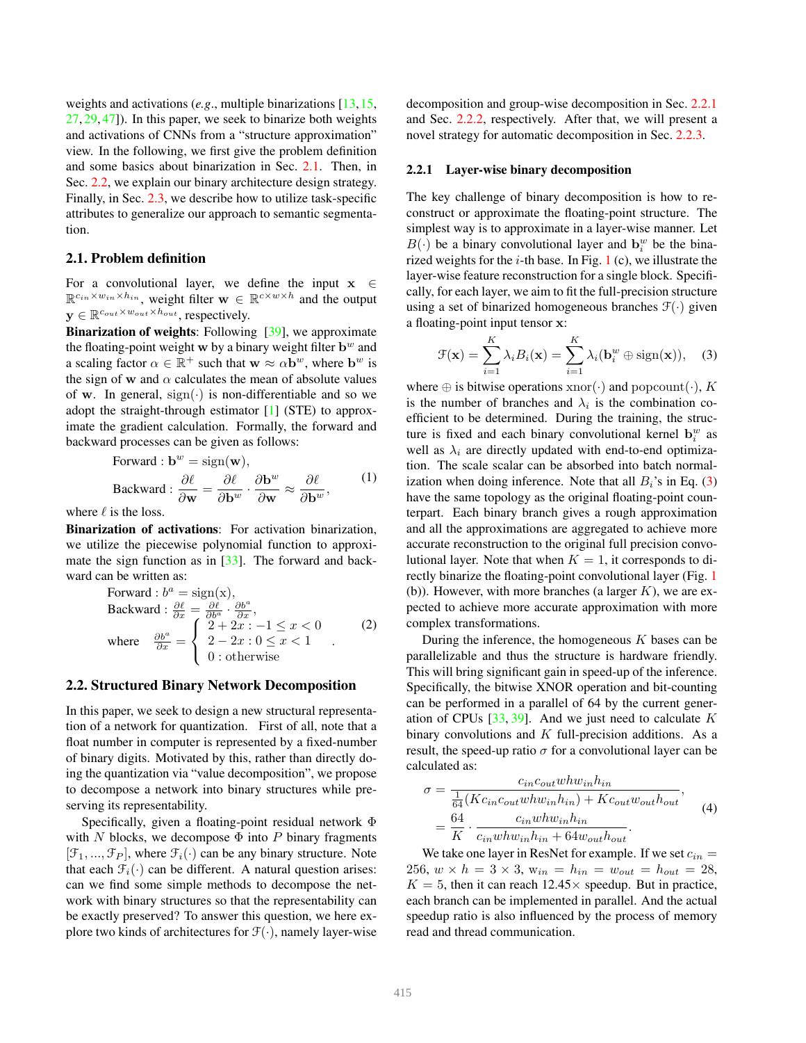weights and activations (*e.g*., multiple binarizations [13, 15, 27, 29, 47]). In this paper, we seek to binarize both weights and activations of CNNs from a "structure approximation" view. In the following, we first give the problem definition and some basics about binarization in Sec. 2.1. Then, in Sec. 2.2, we explain our binary architecture design strategy. Finally, in Sec. 2.3, we describe how to utilize task-specific attributes to generalize our approach to semantic segmentation.

## 2.1. Problem definition

For a convolutional layer, we define the input $\mathbf{x} \in \mathbb{R}^{c_{in} \times w_{in} \times h_{in}}$, weight filter $\mathbf{w} \in \mathbb{R}^{c \times w \times h}$ and the output $\mathbf{y} \in \mathbb{R}^{c_{out} \times w_{out} \times h_{out}}$, respectively.

**Binarization of weights**: Following [39], we approximate the floating-point weight $\mathbf{w}$ by a binary weight filter $\mathbf{b}^w$ and a scaling factor $\alpha \in \mathbb{R}^+$ such that $\mathbf{w} \approx \alpha \mathbf{b}^w$, where $\mathbf{b}^w$ is the sign of $\mathbf{w}$ and $\alpha$ calculates the mean of absolute values of $\mathbf{w}$. In general, $\mathrm{sign}(\cdot)$ is non-differentiable and so we adopt the straight-through estimator [1] (STE) to approximate the gradient calculation. Formally, the forward and backward processes can be given as follows:

$$
\begin{aligned}
&\text{Forward}: \mathbf{b}^w = \mathrm{sign}(\mathbf{w}), \\
&\text{Backward}: \frac{\partial \ell}{\partial \mathbf{w}} = \frac{\partial \ell}{\partial \mathbf{b}^w} \cdot \frac{\partial \mathbf{b}^w}{\partial \mathbf{w}} \approx \frac{\partial \ell}{\partial \mathbf{b}^w},
\end{aligned}
\tag{1}
$$

where $\ell$ is the loss.

**Binarization of activations**: For activation binarization, we utilize the piecewise polynomial function to approximate the sign function as in [33]. The forward and backward can be written as:

$$
\begin{aligned}
&\text{Forward}: b^a = \mathrm{sign}(x), \\
&\text{Backward}: \frac{\partial \ell}{\partial x} = \frac{\partial \ell}{\partial b^a} \cdot \frac{\partial b^a}{\partial x}, \\
&\text{where} \quad \frac{\partial b^a}{\partial x} = \begin{cases} 2 + 2x : -1 \leq x < 0 \\ 2 - 2x : 0 \leq x < 1 \\ 0 : \text{otherwise} \end{cases}.
\end{aligned}
\tag{2}
$$

## 2.2. Structured Binary Network Decomposition

In this paper, we seek to design a new structural representation of a network for quantization. First of all, note that a float number in computer is represented by a fixed-number of binary digits. Motivated by this, rather than directly doing the quantization via "value decomposition", we propose to decompose a network into binary structures while preserving its representability.

Specifically, given a floating-point residual network $\Phi$ with $N$ blocks, we decompose $\Phi$ into $P$ binary fragments $[\mathcal{F}_1, ..., \mathcal{F}_P]$, where $\mathcal{F}_i(\cdot)$ can be any binary structure. Note that each $\mathcal{F}_i(\cdot)$ can be different. A natural question arises: can we find some simple methods to decompose the network with binary structures so that the representability can be exactly preserved? To answer this question, we here explore two kinds of architectures for $\mathcal{F}(\cdot)$, namely layer-wise decomposition and group-wise decomposition in Sec. 2.2.1 and Sec. 2.2.2, respectively. After that, we will present a novel strategy for automatic decomposition in Sec. 2.2.3.

### 2.2.1 Layer-wise binary decomposition

The key challenge of binary decomposition is how to reconstruct or approximate the floating-point structure. The simplest way is to approximate in a layer-wise manner. Let $B(\cdot)$ be a binary convolutional layer and $\mathbf{b}_i^w$ be the binarized weights for the $i$-th base. In Fig. 1 (c), we illustrate the layer-wise feature reconstruction for a single block. Specifically, for each layer, we aim to fit the full-precision structure using a set of binarized homogeneous branches $\mathcal{F}(\cdot)$ given a floating-point input tensor $\mathbf{x}$:

$$
\mathcal{F}(\mathbf{x}) = \sum_{i=1}^{K} \lambda_i B_i(\mathbf{x}) = \sum_{i=1}^{K} \lambda_i (\mathbf{b}_i^w \oplus \mathrm{sign}(\mathbf{x})), \tag{3}
$$

where $\oplus$ is bitwise operations $\mathrm{xnor}(\cdot)$ and $\mathrm{popcount}(\cdot)$, $K$ is the number of branches and $\lambda_i$ is the combination coefficient to be determined. During the training, the structure is fixed and each binary convolutional kernel $\mathbf{b}_i^w$ as well as $\lambda_i$ are directly updated with end-to-end optimization. The scale scalar can be absorbed into batch normalization when doing inference. Note that all $B_i$'s in Eq. (3) have the same topology as the original floating-point counterpart. Each binary branch gives a rough approximation and all the approximations are aggregated to achieve more accurate reconstruction to the original full precision convolutional layer. Note that when $K = 1$, it corresponds to directly binarize the floating-point convolutional layer (Fig. 1 (b)). However, with more branches (a larger $K$), we are expected to achieve more accurate approximation with more complex transformations.

During the inference, the homogeneous $K$ bases can be parallelizable and thus the structure is hardware friendly. This will bring significant gain in speed-up of the inference. Specifically, the bitwise XNOR operation and bit-counting can be performed in a parallel of 64 by the current generation of CPUs [33, 39]. And we just need to calculate $K$ binary convolutions and $K$ full-precision additions. As a result, the speed-up ratio $\sigma$ for a convolutional layer can be calculated as:

$$
\begin{aligned}
\sigma &= \frac{c_{in} c_{out} w h w_{in} h_{in}}{\frac{1}{64}(K c_{in} c_{out} w h w_{in} h_{in}) + K c_{out} w_{out} h_{out}}, \\
&= \frac{64}{K} \cdot \frac{c_{in} w h w_{in} h_{in}}{c_{in} w h w_{in} h_{in} + 64 w_{out} h_{out}}.
\end{aligned}
\tag{4}
$$

We take one layer in ResNet for example. If we set $c_{in} = 256$, $w \times h = 3 \times 3$, $w_{in} = h_{in} = w_{out} = h_{out} = 28$, $K = 5$, then it can reach $12.45\times$ speedup. But in practice, each branch can be implemented in parallel. And the actual speedup ratio is also influenced by the process of memory read and thread communication.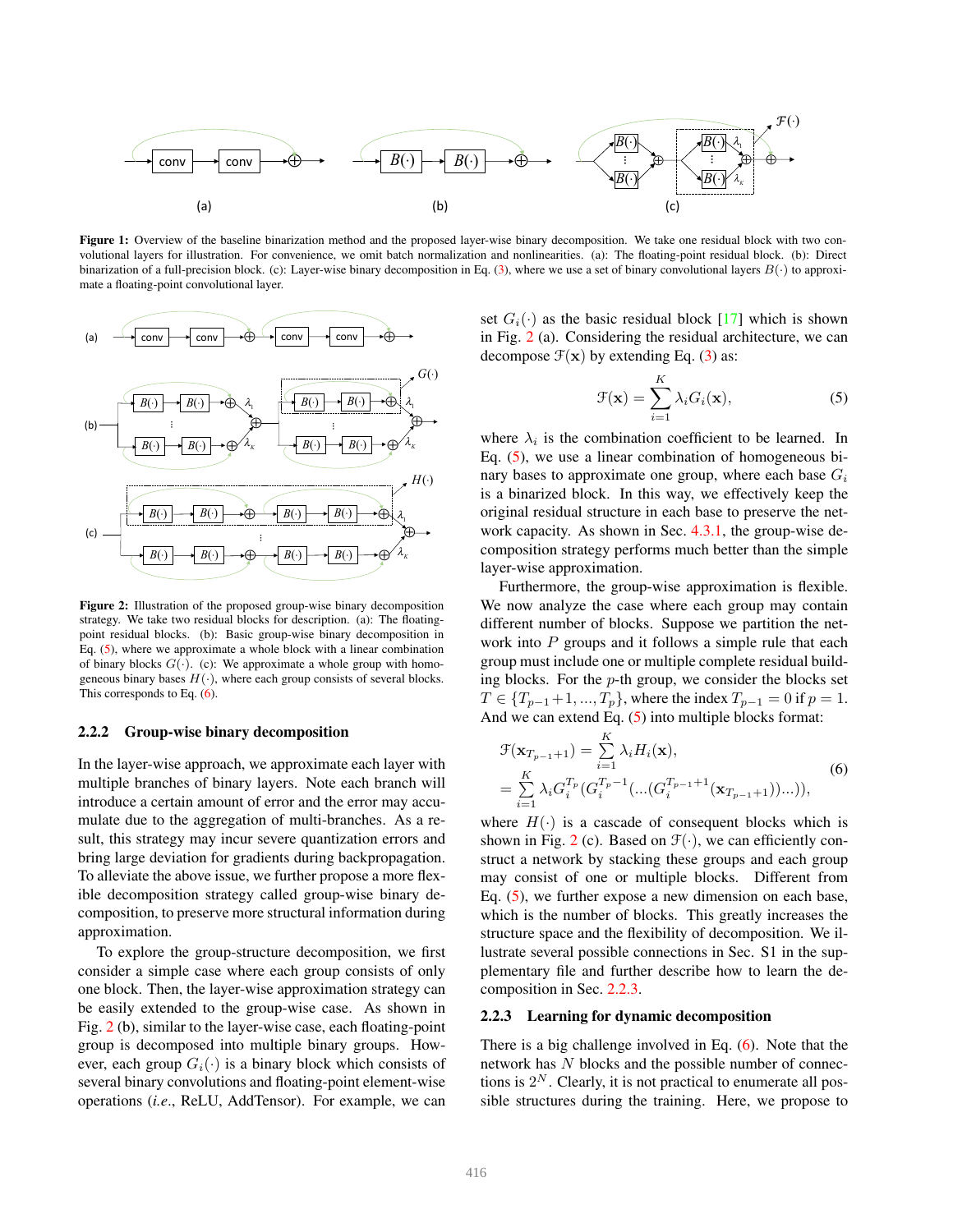**Figure 1:** Overview of the baseline binarization method and the proposed layer-wise binary decomposition. We take one residual block with two convolutional layers for illustration. For convenience, we omit batch normalization and nonlinearities. (a): The floating-point residual block. (b): Direct binarization of a full-precision block. (c): Layer-wise binary decomposition in Eq. (3), where we use a set of binary convolutional layers $B(\cdot)$ to approximate a floating-point convolutional layer.

**Figure 2:** Illustration of the proposed group-wise binary decomposition strategy. We take two residual blocks for description. (a): The floating-point residual blocks. (b): Basic group-wise binary decomposition in Eq. (5), where we approximate a whole block with a linear combination of binary blocks $G(\cdot)$. (c): We approximate a whole group with homogeneous binary bases $H(\cdot)$, where each group consists of several blocks. This corresponds to Eq. (6).

### 2.2.2 Group-wise binary decomposition

In the layer-wise approach, we approximate each layer with multiple branches of binary layers. Note each branch will introduce a certain amount of error and the error may accumulate due to the aggregation of multi-branches. As a result, this strategy may incur severe quantization errors and bring large deviation for gradients during backpropagation. To alleviate the above issue, we further propose a more flexible decomposition strategy called group-wise binary decomposition, to preserve more structural information during approximation.

To explore the group-structure decomposition, we first consider a simple case where each group consists of only one block. Then, the layer-wise approximation strategy can be easily extended to the group-wise case. As shown in Fig. 2 (b), similar to the layer-wise case, each floating-point group is decomposed into multiple binary groups. However, each group $G_i(\cdot)$ is a binary block which consists of several binary convolutions and floating-point element-wise operations (*i.e.*, ReLU, AddTensor). For example, we can set $G_i(\cdot)$ as the basic residual block [17] which is shown in Fig. 2 (a). Considering the residual architecture, we can decompose $\mathcal{F}(\mathbf{x})$ by extending Eq. (3) as:

$$\mathcal{F}(\mathbf{x}) = \sum_{i=1}^{K} \lambda_i G_i(\mathbf{x}), \tag{5}$$

where $\lambda_i$ is the combination coefficient to be learned. In Eq. (5), we use a linear combination of homogeneous binary bases to approximate one group, where each base $G_i$ is a binarized block. In this way, we effectively keep the original residual structure in each base to preserve the network capacity. As shown in Sec. 4.3.1, the group-wise decomposition strategy performs much better than the simple layer-wise approximation.

Furthermore, the group-wise approximation is flexible. We now analyze the case where each group may contain different number of blocks. Suppose we partition the network into $P$ groups and it follows a simple rule that each group must include one or multiple complete residual building blocks. For the $p$-th group, we consider the blocks set $T \in \{T_{p-1}+1, ..., T_p\}$, where the index $T_{p-1} = 0$ if $p = 1$. And we can extend Eq. (5) into multiple blocks format:

$$\begin{aligned} \mathcal{F}(\mathbf{x}_{T_{p-1}+1}) &= \sum_{i=1}^{K} \lambda_i H_i(\mathbf{x}), \\ &= \sum_{i=1}^{K} \lambda_i G_i^{T_p}(G_i^{T_p-1}(...(G_i^{T_{p-1}+1}(\mathbf{x}_{T_{p-1}+1}))...)), \end{aligned} \tag{6}$$

where $H(\cdot)$ is a cascade of consequent blocks which is shown in Fig. 2 (c). Based on $\mathcal{F}(\cdot)$, we can efficiently construct a network by stacking these groups and each group may consist of one or multiple blocks. Different from Eq. (5), we further expose a new dimension on each base, which is the number of blocks. This greatly increases the structure space and the flexibility of decomposition. We illustrate several possible connections in Sec. S1 in the supplementary file and further describe how to learn the decomposition in Sec. 2.2.3.

### 2.2.3 Learning for dynamic decomposition

There is a big challenge involved in Eq. (6). Note that the network has $N$ blocks and the possible number of connections is $2^N$. Clearly, it is not practical to enumerate all possible structures during the training. Here, we propose to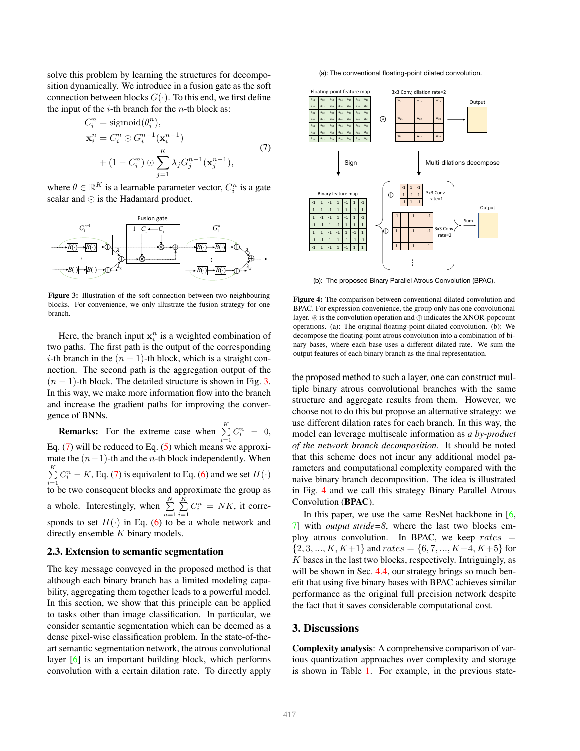solve this problem by learning the structures for decomposition dynamically. We introduce in a fusion gate as the soft connection between blocks $G(\cdot)$. To this end, we first define the input of the $i$-th branch for the $n$-th block as:

$$
\begin{aligned}
C_i^n &= \mathrm{sigmoid}(\theta_i^n), \\
\mathbf{x}_i^n &= C_i^n \odot G_i^{n-1}(\mathbf{x}_i^{n-1}) \\
&+ (1 - C_i^n) \odot \sum_{j=1}^{K} \lambda_j G_j^{n-1}(\mathbf{x}_j^{n-1}),
\end{aligned}
\tag{7}
$$

where $\theta \in \mathbb{R}^K$ is a learnable parameter vector, $C_i^n$ is a gate scalar and $\odot$ is the Hadamard product.

Figure 3: Illustration of the soft connection between two neighbouring blocks. For convenience, we only illustrate the fusion strategy for one branch.

Here, the branch input $\mathbf{x}_i^n$ is a weighted combination of two paths. The first path is the output of the corresponding $i$-th branch in the $(n-1)$-th block, which is a straight connection. The second path is the aggregation output of the $(n-1)$-th block. The detailed structure is shown in Fig. 3. In this way, we make more information flow into the branch and increase the gradient paths for improving the convergence of BNNs.

**Remarks:** For the extreme case when $\sum_{i=1}^{K} C_i^n = 0$, Eq. (7) will be reduced to Eq. (5) which means we approximate the $(n-1)$-th and the $n$-th block independently. When $\sum_{i=1}^{K} C_i^n = K$, Eq. (7) is equivalent to Eq. (6) and we set $H(\cdot)$ to be two consequent blocks and approximate the group as a whole. Interestingly, when $\sum_{n=1}^{N}\sum_{i=1}^{K} C_i^n = NK$, it corresponds to set $H(\cdot)$ in Eq. (6) to be a whole network and directly ensemble $K$ binary models.

## 2.3. Extension to semantic segmentation

The key message conveyed in the proposed method is that although each binary branch has a limited modeling capability, aggregating them together leads to a powerful model. In this section, we show that this principle can be applied to tasks other than image classification. In particular, we consider semantic segmentation which can be deemed as a dense pixel-wise classification problem. In the state-of-the-art semantic segmentation network, the atrous convolutional layer [6] is an important building block, which performs convolution with a certain dilation rate. To directly apply the proposed method to such a layer, one can construct multiple binary atrous convolutional branches with the same structure and aggregate results from them. However, we choose not to do this but propose an alternative strategy: we use different dilation rates for each branch. In this way, the model can leverage multiscale information as *a by-product of the network branch decomposition.* It should be noted that this scheme does not incur any additional model parameters and computational complexity compared with the naive binary branch decomposition. The idea is illustrated in Fig. 4 and we call this strategy Binary Parallel Atrous Convolution (**BPAC**).

Figure 4: The comparison between conventional dilated convolution and BPAC. For expression convenience, the group only has one convolutional layer. $\circledast$ is the convolution operation and $\oplus$ indicates the XNOR-popcount operations. (a): The original floating-point dilated convolution. (b): We decompose the floating-point atrous convolution into a combination of binary bases, where each base uses a different dilated rate. We sum the output features of each binary branch as the final representation.

In this paper, we use the same ResNet backbone in [6, 7] with *output_stride=8*, where the last two blocks employ atrous convolution. In BPAC, we keep $rates = \{2, 3, ..., K, K+1\}$ and $rates = \{6, 7, ..., K+4, K+5\}$ for $K$ bases in the last two blocks, respectively. Intriguingly, as will be shown in Sec. 4.4, our strategy brings so much benefit that using five binary bases with BPAC achieves similar performance as the original full precision network despite the fact that it saves considerable computational cost.

# 3. Discussions

**Complexity analysis**: A comprehensive comparison of various quantization approaches over complexity and storage is shown in Table 1. For example, in the previous state-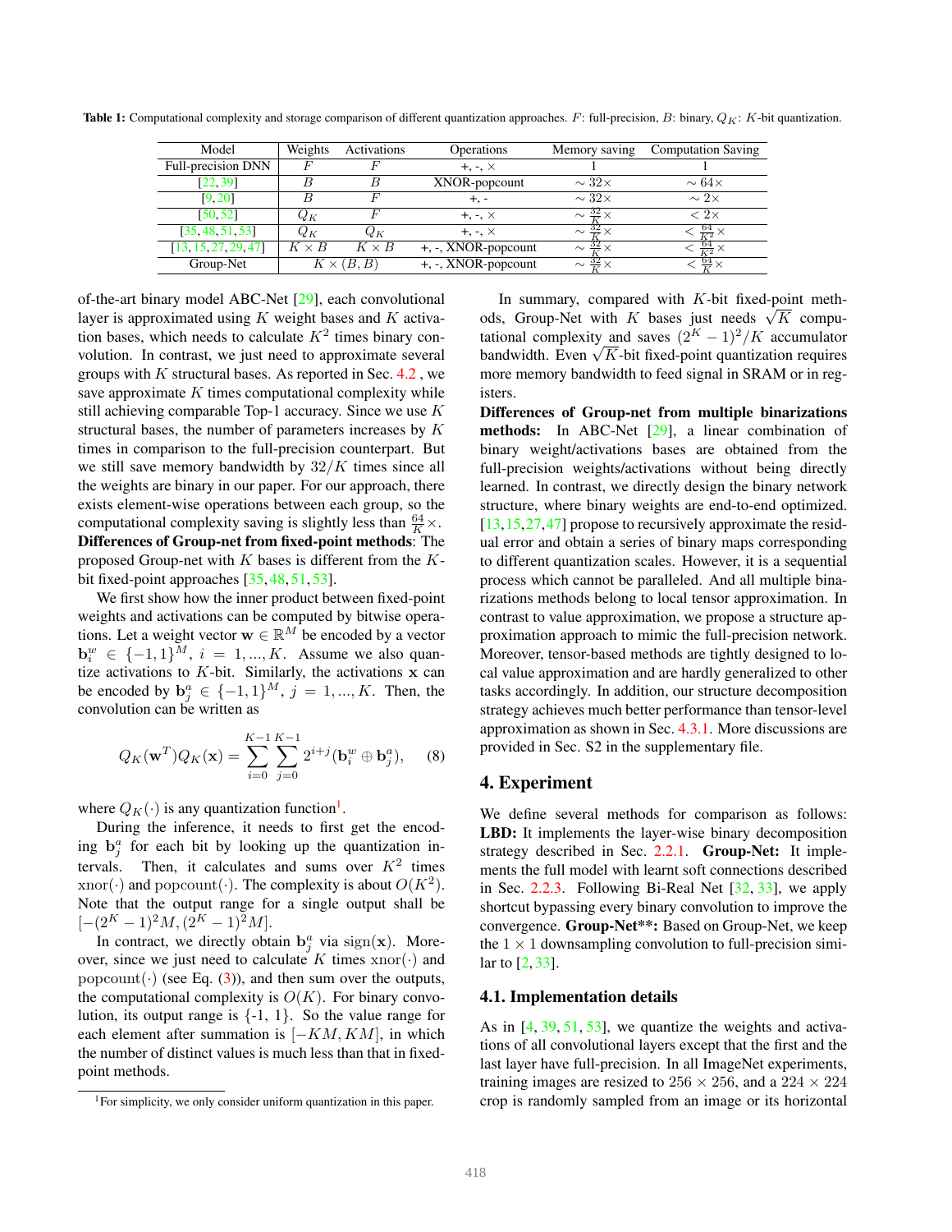Table 1: Computational complexity and storage comparison of different quantization approaches. $F$: full-precision, $B$: binary, $Q_K$: $K$-bit quantization.

| Model | Weights | Activations | Operations | Memory saving | Computation Saving |
|---|---|---|---|---|---|
| Full-precision DNN | $F$ | $F$ | +, -, × | 1 | 1 |
| [22, 39] | $B$ | $B$ | XNOR-popcount | $\sim 32\times$ | $\sim 64\times$ |
| [9, 20] | $B$ | $F$ | +, - | $\sim 32\times$ | $\sim 2\times$ |
| [50, 52] | $Q_K$ | $F$ | +, -, × | $\sim \frac{32}{K}\times$ | $< 2\times$ |
| [35, 48, 51, 53] | $Q_K$ | $Q_K$ | +, -, × | $\sim \frac{32}{K}\times$ | $< \frac{64}{K^2}\times$ |
| [13, 15, 27, 29, 47] | $K \times B$ | $K \times B$ | +, -, XNOR-popcount | $\sim \frac{32}{K}\times$ | $< \frac{64}{K^2}\times$ |
| Group-Net | $K \times (B, B)$ | | +, -, XNOR-popcount | $\sim \frac{32}{K}\times$ | $< \frac{64}{K}\times$ |

of-the-art binary model ABC-Net [29], each convolutional layer is approximated using $K$ weight bases and $K$ activation bases, which needs to calculate $K^2$ times binary convolution. In contrast, we just need to approximate several groups with $K$ structural bases. As reported in Sec. 4.2 , we save approximate $K$ times computational complexity while still achieving comparable Top-1 accuracy. Since we use $K$ structural bases, the number of parameters increases by $K$ times in comparison to the full-precision counterpart. But we still save memory bandwidth by $32/K$ times since all the weights are binary in our paper. For our approach, there exists element-wise operations between each group, so the computational complexity saving is slightly less than $\frac{64}{K}\times$.

**Differences of Group-net from fixed-point methods**: The proposed Group-net with $K$ bases is different from the $K$-bit fixed-point approaches [35, 48, 51, 53].

We first show how the inner product between fixed-point weights and activations can be computed by bitwise operations. Let a weight vector $\mathbf{w} \in \mathbb{R}^M$ be encoded by a vector $\mathbf{b}_i^w \in \{-1, 1\}^M$, $i = 1, ..., K$. Assume we also quantize activations to $K$-bit. Similarly, the activations $\mathbf{x}$ can be encoded by $\mathbf{b}_j^a \in \{-1, 1\}^M$, $j = 1, ..., K$. Then, the convolution can be written as

$$Q_K(\mathbf{w}^T)Q_K(\mathbf{x}) = \sum_{i=0}^{K-1}\sum_{j=0}^{K-1} 2^{i+j}(\mathbf{b}_i^w \oplus \mathbf{b}_j^a), \quad (8)$$

where $Q_K(\cdot)$ is any quantization function[1].

During the inference, it needs to first get the encoding $\mathbf{b}_j^a$ for each bit by looking up the quantization intervals. Then, it calculates and sums over $K^2$ times $\mathrm{xnor}(\cdot)$ and $\mathrm{popcount}(\cdot)$. The complexity is about $O(K^2)$. Note that the output range for a single output shall be $[-(2^K - 1)^2 M, (2^K - 1)^2 M]$.

In contract, we directly obtain $\mathbf{b}_j^a$ via $\mathrm{sign}(\mathbf{x})$. Moreover, since we just need to calculate $K$ times $\mathrm{xnor}(\cdot)$ and $\mathrm{popcount}(\cdot)$ (see Eq. (3)), and then sum over the outputs, the computational complexity is $O(K)$. For binary convolution, its output range is {-1, 1}. So the value range for each element after summation is $[-KM, KM]$, in which the number of distinct values is much less than that in fixed-point methods.

[1]For simplicity, we only consider uniform quantization in this paper.

In summary, compared with $K$-bit fixed-point methods, Group-Net with $K$ bases just needs $\sqrt{K}$ computational complexity and saves $(2^K - 1)^2/K$ accumulator bandwidth. Even $\sqrt{K}$-bit fixed-point quantization requires more memory bandwidth to feed signal in SRAM or in registers.

**Differences of Group-net from multiple binarizations methods:** In ABC-Net [29], a linear combination of binary weight/activations bases are obtained from the full-precision weights/activations without being directly learned. In contrast, we directly design the binary network structure, where binary weights are end-to-end optimized. [13, 15, 27, 47] propose to recursively approximate the residual error and obtain a series of binary maps corresponding to different quantization scales. However, it is a sequential process which cannot be paralleled. And all multiple binarizations methods belong to local tensor approximation. In contrast to value approximation, we propose a structure approximation approach to mimic the full-precision network. Moreover, tensor-based methods are tightly designed to local value approximation and are hardly generalized to other tasks accordingly. In addition, our structure decomposition strategy achieves much better performance than tensor-level approximation as shown in Sec. 4.3.1. More discussions are provided in Sec. S2 in the supplementary file.

## 4. Experiment

We define several methods for comparison as follows: **LBD:** It implements the layer-wise binary decomposition strategy described in Sec. 2.2.1. **Group-Net:** It implements the full model with learnt soft connections described in Sec. 2.2.3. Following Bi-Real Net [32, 33], we apply shortcut bypassing every binary convolution to improve the convergence. **Group-Net\*\*:** Based on Group-Net, we keep the $1 \times 1$ downsampling convolution to full-precision similar to [2, 33].

### 4.1. Implementation details

As in [4, 39, 51, 53], we quantize the weights and activations of all convolutional layers except that the first and the last layer have full-precision. In all ImageNet experiments, training images are resized to $256 \times 256$, and a $224 \times 224$ crop is randomly sampled from an image or its horizontal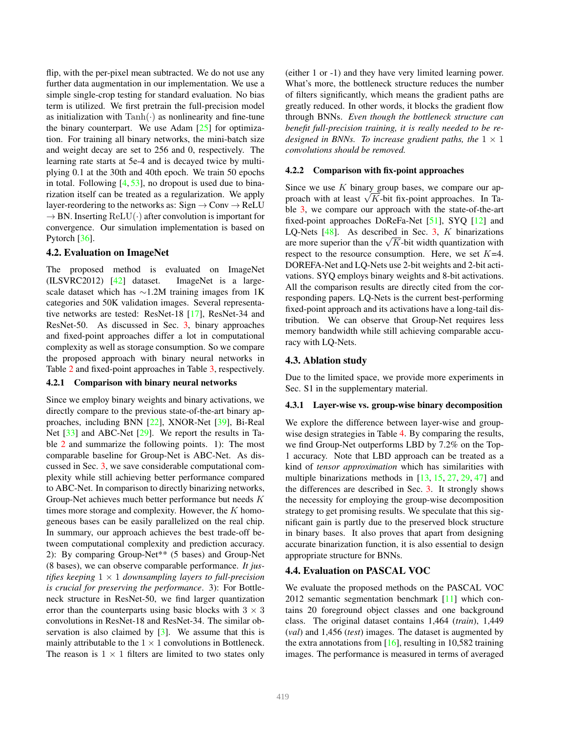flip, with the per-pixel mean subtracted. We do not use any further data augmentation in our implementation. We use a simple single-crop testing for standard evaluation. No bias term is utilized. We first pretrain the full-precision model as initialization with $\mathrm{Tanh}(\cdot)$ as nonlinearity and fine-tune the binary counterpart. We use Adam [25] for optimization. For training all binary networks, the mini-batch size and weight decay are set to 256 and 0, respectively. The learning rate starts at 5e-4 and is decayed twice by multiplying 0.1 at the 30th and 40th epoch. We train 50 epochs in total. Following [4, 53], no dropout is used due to binarization itself can be treated as a regularization. We apply layer-reordering to the networks as: Sign → Conv → ReLU → BN. Inserting $\mathrm{ReLU}(\cdot)$ after convolution is important for convergence. Our simulation implementation is based on Pytorch [36].

## 4.2. Evaluation on ImageNet

The proposed method is evaluated on ImageNet (ILSVRC2012) [42] dataset. ImageNet is a large-scale dataset which has ∼1.2M training images from 1K categories and 50K validation images. Several representative networks are tested: ResNet-18 [17], ResNet-34 and ResNet-50. As discussed in Sec. 3, binary approaches and fixed-point approaches differ a lot in computational complexity as well as storage consumption. So we compare the proposed approach with binary neural networks in Table 2 and fixed-point approaches in Table 3, respectively.

### 4.2.1 Comparison with binary neural networks

Since we employ binary weights and binary activations, we directly compare to the previous state-of-the-art binary approaches, including BNN [22], XNOR-Net [39], Bi-Real Net [33] and ABC-Net [29]. We report the results in Table 2 and summarize the following points. 1): The most comparable baseline for Group-Net is ABC-Net. As discussed in Sec. 3, we save considerable computational complexity while still achieving better performance compared to ABC-Net. In comparison to directly binarizing networks, Group-Net achieves much better performance but needs $K$ times more storage and complexity. However, the $K$ homogeneous bases can be easily parallelized on the real chip. In summary, our approach achieves the best trade-off between computational complexity and prediction accuracy. 2): By comparing Group-Net** (5 bases) and Group-Net (8 bases), we can observe comparable performance. *It justifies keeping $1 \times 1$ downsampling layers to full-precision is crucial for preserving the performance*. 3): For Bottleneck structure in ResNet-50, we find larger quantization error than the counterparts using basic blocks with $3 \times 3$ convolutions in ResNet-18 and ResNet-34. The similar observation is also claimed by [3]. We assume that this is mainly attributable to the $1 \times 1$ convolutions in Bottleneck. The reason is $1 \times 1$ filters are limited to two states only (either 1 or -1) and they have very limited learning power. What's more, the bottleneck structure reduces the number of filters significantly, which means the gradient paths are greatly reduced. In other words, it blocks the gradient flow through BNNs. *Even though the bottleneck structure can benefit full-precision training, it is really needed to be re-designed in BNNs. To increase gradient paths, the $1 \times 1$ convolutions should be removed.*

### 4.2.2 Comparison with fix-point approaches

Since we use $K$ binary group bases, we compare our approach with at least $\sqrt{K}$-bit fix-point approaches. In Table 3, we compare our approach with the state-of-the-art fixed-point approaches DoReFa-Net [51], SYQ [12] and LQ-Nets [48]. As described in Sec. 3, $K$ binarizations are more superior than the $\sqrt{K}$-bit width quantization with respect to the resource consumption. Here, we set $K$=4. DOREFA-Net and LQ-Nets use 2-bit weights and 2-bit activations. SYQ employs binary weights and 8-bit activations. All the comparison results are directly cited from the corresponding papers. LQ-Nets is the current best-performing fixed-point approach and its activations have a long-tail distribution. We can observe that Group-Net requires less memory bandwidth while still achieving comparable accuracy with LQ-Nets.

## 4.3. Ablation study

Due to the limited space, we provide more experiments in Sec. S1 in the supplementary material.

### 4.3.1 Layer-wise vs. group-wise binary decomposition

We explore the difference between layer-wise and group-wise design strategies in Table 4. By comparing the results, we find Group-Net outperforms LBD by 7.2% on the Top-1 accuracy. Note that LBD approach can be treated as a kind of *tensor approximation* which has similarities with multiple binarizations methods in [13, 15, 27, 29, 47] and the differences are described in Sec. 3. It strongly shows the necessity for employing the group-wise decomposition strategy to get promising results. We speculate that this significant gain is partly due to the preserved block structure in binary bases. It also proves that apart from designing accurate binarization function, it is also essential to design appropriate structure for BNNs.

## 4.4. Evaluation on PASCAL VOC

We evaluate the proposed methods on the PASCAL VOC 2012 semantic segmentation benchmark [11] which contains 20 foreground object classes and one background class. The original dataset contains 1,464 (*train*), 1,449 (*val*) and 1,456 (*test*) images. The dataset is augmented by the extra annotations from [16], resulting in 10,582 training images. The performance is measured in terms of averaged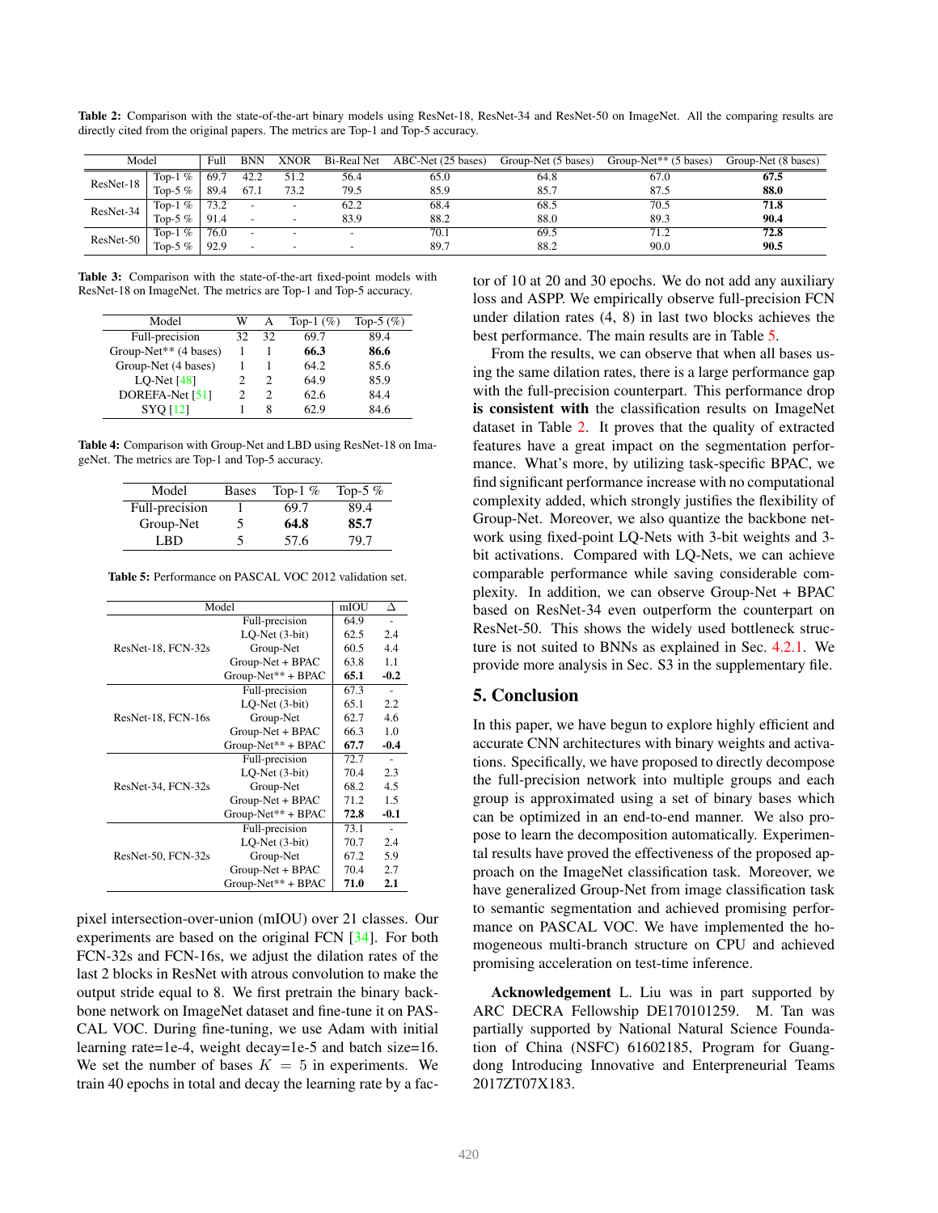**Table 2:** Comparison with the state-of-the-art binary models using ResNet-18, ResNet-34 and ResNet-50 on ImageNet. All the comparing results are directly cited from the original papers. The metrics are Top-1 and Top-5 accuracy.

| Model | | Full | BNN | XNOR | Bi-Real Net | ABC-Net (25 bases) | Group-Net (5 bases) | Group-Net** (5 bases) | Group-Net (8 bases) |
|---|---|---|---|---|---|---|---|---|---|
| ResNet-18 | Top-1 % | 69.7 | 42.2 | 51.2 | 56.4 | 65.0 | 64.8 | 67.0 | **67.5** |
| | Top-5 % | 89.4 | 67.1 | 73.2 | 79.5 | 85.9 | 85.7 | 87.5 | **88.0** |
| ResNet-34 | Top-1 % | 73.2 | - | - | 62.2 | 68.4 | 68.5 | 70.5 | **71.8** |
| | Top-5 % | 91.4 | - | - | 83.9 | 88.2 | 88.0 | 89.3 | **90.4** |
| ResNet-50 | Top-1 % | 76.0 | - | - | - | 70.1 | 69.5 | 71.2 | **72.8** |
| | Top-5 % | 92.9 | - | - | - | 89.7 | 88.2 | 90.0 | **90.5** |

**Table 3:** Comparison with the state-of-the-art fixed-point models with ResNet-18 on ImageNet. The metrics are Top-1 and Top-5 accuracy.

| Model | W | A | Top-1 (%) | Top-5 (%) |
|---|---|---|---|---|
| Full-precision | 32 | 32 | 69.7 | 89.4 |
| Group-Net** (4 bases) | 1 | 1 | **66.3** | **86.6** |
| Group-Net (4 bases) | 1 | 1 | 64.2 | 85.6 |
| LQ-Net [48] | 2 | 2 | 64.9 | 85.9 |
| DOREFA-Net [51] | 2 | 2 | 62.6 | 84.4 |
| SYQ [12] | 1 | 8 | 62.9 | 84.6 |

**Table 4:** Comparison with Group-Net and LBD using ResNet-18 on ImageNet. The metrics are Top-1 and Top-5 accuracy.

| Model | Bases | Top-1 % | Top-5 % |
|---|---|---|---|
| Full-precision | 1 | 69.7 | 89.4 |
| Group-Net | 5 | **64.8** | **85.7** |
| LBD | 5 | 57.6 | 79.7 |

**Table 5:** Performance on PASCAL VOC 2012 validation set.

| Model | | mIOU | Δ |
|---|---|---|---|
| ResNet-18, FCN-32s | Full-precision | 64.9 | - |
| | LQ-Net (3-bit) | 62.5 | 2.4 |
| | Group-Net | 60.5 | 4.4 |
| | Group-Net + BPAC | 63.8 | 1.1 |
| | Group-Net** + BPAC | **65.1** | **-0.2** |
| ResNet-18, FCN-16s | Full-precision | 67.3 | - |
| | LQ-Net (3-bit) | 65.1 | 2.2 |
| | Group-Net | 62.7 | 4.6 |
| | Group-Net + BPAC | 66.3 | 1.0 |
| | Group-Net** + BPAC | **67.7** | **-0.4** |
| ResNet-34, FCN-32s | Full-precision | 72.7 | - |
| | LQ-Net (3-bit) | 70.4 | 2.3 |
| | Group-Net | 68.2 | 4.5 |
| | Group-Net + BPAC | 71.2 | 1.5 |
| | Group-Net** + BPAC | **72.8** | **-0.1** |
| ResNet-50, FCN-32s | Full-precision | 73.1 | - |
| | LQ-Net (3-bit) | 70.7 | 2.4 |
| | Group-Net | 67.2 | 5.9 |
| | Group-Net + BPAC | 70.4 | 2.7 |
| | Group-Net** + BPAC | **71.0** | **2.1** |

pixel intersection-over-union (mIOU) over 21 classes. Our experiments are based on the original FCN [34]. For both FCN-32s and FCN-16s, we adjust the dilation rates of the last 2 blocks in ResNet with atrous convolution to make the output stride equal to 8. We first pretrain the binary backbone network on ImageNet dataset and fine-tune it on PASCAL VOC. During fine-tuning, we use Adam with initial learning rate=1e-4, weight decay=1e-5 and batch size=16. We set the number of bases $K = 5$ in experiments. We train 40 epochs in total and decay the learning rate by a factor of 10 at 20 and 30 epochs. We do not add any auxiliary loss and ASPP. We empirically observe full-precision FCN under dilation rates (4, 8) in last two blocks achieves the best performance. The main results are in Table 5.

From the results, we can observe that when all bases using the same dilation rates, there is a large performance gap with the full-precision counterpart. This performance drop **is consistent with** the classification results on ImageNet dataset in Table 2. It proves that the quality of extracted features have a great impact on the segmentation performance. What's more, by utilizing task-specific BPAC, we find significant performance increase with no computational complexity added, which strongly justifies the flexibility of Group-Net. Moreover, we also quantize the backbone network using fixed-point LQ-Nets with 3-bit weights and 3-bit activations. Compared with LQ-Nets, we can achieve comparable performance while saving considerable complexity. In addition, we can observe Group-Net + BPAC based on ResNet-34 even outperform the counterpart on ResNet-50. This shows the widely used bottleneck structure is not suited to BNNs as explained in Sec. 4.2.1. We provide more analysis in Sec. S3 in the supplementary file.

## 5. Conclusion

In this paper, we have begun to explore highly efficient and accurate CNN architectures with binary weights and activations. Specifically, we have proposed to directly decompose the full-precision network into multiple groups and each group is approximated using a set of binary bases which can be optimized in an end-to-end manner. We also propose to learn the decomposition automatically. Experimental results have proved the effectiveness of the proposed approach on the ImageNet classification task. Moreover, we have generalized Group-Net from image classification task to semantic segmentation and achieved promising performance on PASCAL VOC. We have implemented the homogeneous multi-branch structure on CPU and achieved promising acceleration on test-time inference.

**Acknowledgement** L. Liu was in part supported by ARC DECRA Fellowship DE170101259. M. Tan was partially supported by National Natural Science Foundation of China (NSFC) 61602185, Program for Guangdong Introducing Innovative and Enterpreneurial Teams 2017ZT07X183.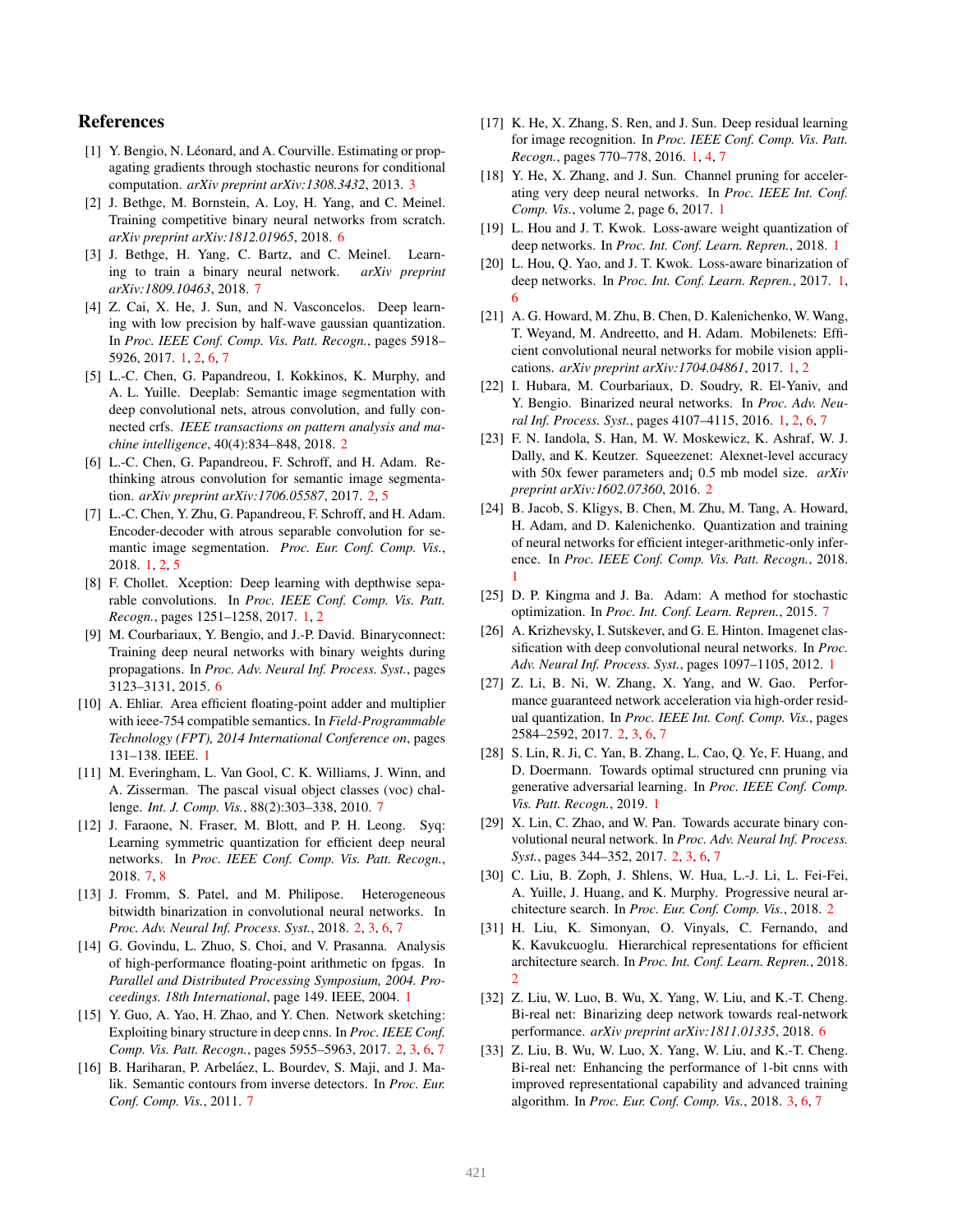## References

[1] Y. Bengio, N. Léonard, and A. Courville. Estimating or propagating gradients through stochastic neurons for conditional computation. *arXiv preprint arXiv:1308.3432*, 2013. 3

[2] J. Bethge, M. Bornstein, A. Loy, H. Yang, and C. Meinel. Training competitive binary neural networks from scratch. *arXiv preprint arXiv:1812.01965*, 2018. 6

[3] J. Bethge, H. Yang, C. Bartz, and C. Meinel. Learning to train a binary neural network. *arXiv preprint arXiv:1809.10463*, 2018. 7

[4] Z. Cai, X. He, J. Sun, and N. Vasconcelos. Deep learning with low precision by half-wave gaussian quantization. In *Proc. IEEE Conf. Comp. Vis. Patt. Recogn.*, pages 5918–5926, 2017. 1, 2, 6, 7

[5] L.-C. Chen, G. Papandreou, I. Kokkinos, K. Murphy, and A. L. Yuille. Deeplab: Semantic image segmentation with deep convolutional nets, atrous convolution, and fully connected crfs. *IEEE transactions on pattern analysis and machine intelligence*, 40(4):834–848, 2018. 2

[6] L.-C. Chen, G. Papandreou, F. Schroff, and H. Adam. Rethinking atrous convolution for semantic image segmentation. *arXiv preprint arXiv:1706.05587*, 2017. 2, 5

[7] L.-C. Chen, Y. Zhu, G. Papandreou, F. Schroff, and H. Adam. Encoder-decoder with atrous separable convolution for semantic image segmentation. *Proc. Eur. Conf. Comp. Vis.*, 2018. 1, 2, 5

[8] F. Chollet. Xception: Deep learning with depthwise separable convolutions. In *Proc. IEEE Conf. Comp. Vis. Patt. Recogn.*, pages 1251–1258, 2017. 1, 2

[9] M. Courbariaux, Y. Bengio, and J.-P. David. Binaryconnect: Training deep neural networks with binary weights during propagations. In *Proc. Adv. Neural Inf. Process. Syst.*, pages 3123–3131, 2015. 6

[10] A. Ehliar. Area efficient floating-point adder and multiplier with ieee-754 compatible semantics. In *Field-Programmable Technology (FPT), 2014 International Conference on*, pages 131–138. IEEE. 1

[11] M. Everingham, L. Van Gool, C. K. Williams, J. Winn, and A. Zisserman. The pascal visual object classes (voc) challenge. *Int. J. Comp. Vis.*, 88(2):303–338, 2010. 7

[12] J. Faraone, N. Fraser, M. Blott, and P. H. Leong. Syq: Learning symmetric quantization for efficient deep neural networks. In *Proc. IEEE Conf. Comp. Vis. Patt. Recogn.*, 2018. 7, 8

[13] J. Fromm, S. Patel, and M. Philipose. Heterogeneous bitwidth binarization in convolutional neural networks. In *Proc. Adv. Neural Inf. Process. Syst.*, 2018. 2, 3, 6, 7

[14] G. Govindu, L. Zhuo, S. Choi, and V. Prasanna. Analysis of high-performance floating-point arithmetic on fpgas. In *Parallel and Distributed Processing Symposium, 2004. Proceedings. 18th International*, page 149. IEEE, 2004. 1

[15] Y. Guo, A. Yao, H. Zhao, and Y. Chen. Network sketching: Exploiting binary structure in deep cnns. In *Proc. IEEE Conf. Comp. Vis. Patt. Recogn.*, pages 5955–5963, 2017. 2, 3, 6, 7

[16] B. Hariharan, P. Arbeláez, L. Bourdev, S. Maji, and J. Malik. Semantic contours from inverse detectors. In *Proc. Eur. Conf. Comp. Vis.*, 2011. 7

[17] K. He, X. Zhang, S. Ren, and J. Sun. Deep residual learning for image recognition. In *Proc. IEEE Conf. Comp. Vis. Patt. Recogn.*, pages 770–778, 2016. 1, 4, 7

[18] Y. He, X. Zhang, and J. Sun. Channel pruning for accelerating very deep neural networks. In *Proc. IEEE Int. Conf. Comp. Vis.*, volume 2, page 6, 2017. 1

[19] L. Hou and J. T. Kwok. Loss-aware weight quantization of deep networks. In *Proc. Int. Conf. Learn. Repren.*, 2018. 1

[20] L. Hou, Q. Yao, and J. T. Kwok. Loss-aware binarization of deep networks. In *Proc. Int. Conf. Learn. Repren.*, 2017. 1, 6

[21] A. G. Howard, M. Zhu, B. Chen, D. Kalenichenko, W. Wang, T. Weyand, M. Andreetto, and H. Adam. Mobilenets: Efficient convolutional neural networks for mobile vision applications. *arXiv preprint arXiv:1704.04861*, 2017. 1, 2

[22] I. Hubara, M. Courbariaux, D. Soudry, R. El-Yaniv, and Y. Bengio. Binarized neural networks. In *Proc. Adv. Neural Inf. Process. Syst.*, pages 4107–4115, 2016. 1, 2, 6, 7

[23] F. N. Iandola, S. Han, M. W. Moskewicz, K. Ashraf, W. J. Dally, and K. Keutzer. Squeezenet: Alexnet-level accuracy with 50x fewer parameters and¡ 0.5 mb model size. *arXiv preprint arXiv:1602.07360*, 2016. 2

[24] B. Jacob, S. Kligys, B. Chen, M. Zhu, M. Tang, A. Howard, H. Adam, and D. Kalenichenko. Quantization and training of neural networks for efficient integer-arithmetic-only inference. In *Proc. IEEE Conf. Comp. Vis. Patt. Recogn.*, 2018. 1

[25] D. P. Kingma and J. Ba. Adam: A method for stochastic optimization. In *Proc. Int. Conf. Learn. Repren.*, 2015. 7

[26] A. Krizhevsky, I. Sutskever, and G. E. Hinton. Imagenet classification with deep convolutional neural networks. In *Proc. Adv. Neural Inf. Process. Syst.*, pages 1097–1105, 2012. 1

[27] Z. Li, B. Ni, W. Zhang, X. Yang, and W. Gao. Performance guaranteed network acceleration via high-order residual quantization. In *Proc. IEEE Int. Conf. Comp. Vis.*, pages 2584–2592, 2017. 2, 3, 6, 7

[28] S. Lin, R. Ji, C. Yan, B. Zhang, L. Cao, Q. Ye, F. Huang, and D. Doermann. Towards optimal structured cnn pruning via generative adversarial learning. In *Proc. IEEE Conf. Comp. Vis. Patt. Recogn.*, 2019. 1

[29] X. Lin, C. Zhao, and W. Pan. Towards accurate binary convolutional neural network. In *Proc. Adv. Neural Inf. Process. Syst.*, pages 344–352, 2017. 2, 3, 6, 7

[30] C. Liu, B. Zoph, J. Shlens, W. Hua, L.-J. Li, L. Fei-Fei, A. Yuille, J. Huang, and K. Murphy. Progressive neural architecture search. In *Proc. Eur. Conf. Comp. Vis.*, 2018. 2

[31] H. Liu, K. Simonyan, O. Vinyals, C. Fernando, and K. Kavukcuoglu. Hierarchical representations for efficient architecture search. In *Proc. Int. Conf. Learn. Repren.*, 2018. 2

[32] Z. Liu, W. Luo, B. Wu, X. Yang, W. Liu, and K.-T. Cheng. Bi-real net: Binarizing deep network towards real-network performance. *arXiv preprint arXiv:1811.01335*, 2018. 6

[33] Z. Liu, B. Wu, W. Luo, X. Yang, W. Liu, and K.-T. Cheng. Bi-real net: Enhancing the performance of 1-bit cnns with improved representational capability and advanced training algorithm. In *Proc. Eur. Conf. Comp. Vis.*, 2018. 3, 6, 7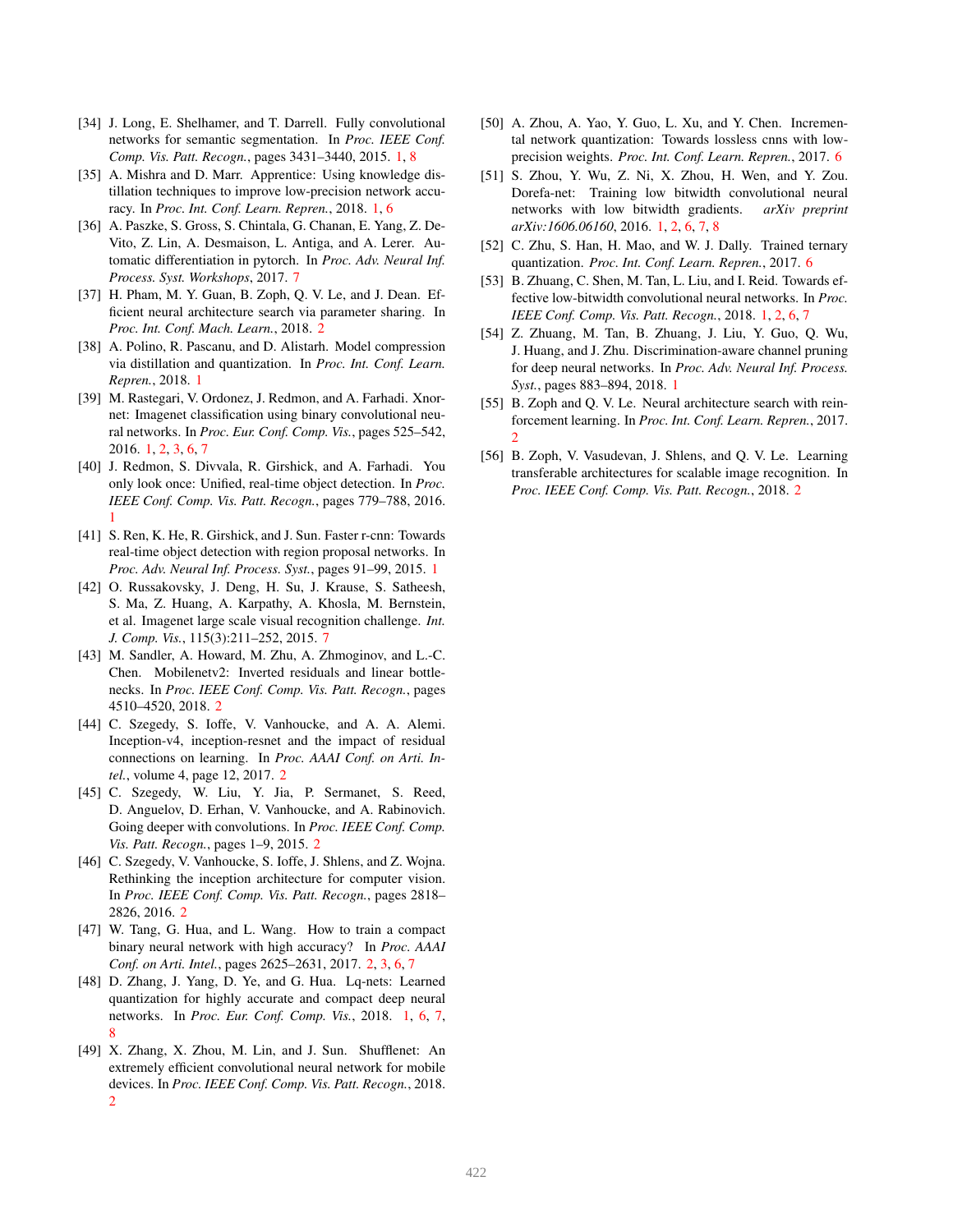[34] J. Long, E. Shelhamer, and T. Darrell. Fully convolutional networks for semantic segmentation. In *Proc. IEEE Conf. Comp. Vis. Patt. Recogn.*, pages 3431–3440, 2015. 1, 8

[35] A. Mishra and D. Marr. Apprentice: Using knowledge distillation techniques to improve low-precision network accuracy. In *Proc. Int. Conf. Learn. Repren.*, 2018. 1, 6

[36] A. Paszke, S. Gross, S. Chintala, G. Chanan, E. Yang, Z. DeVito, Z. Lin, A. Desmaison, L. Antiga, and A. Lerer. Automatic differentiation in pytorch. In *Proc. Adv. Neural Inf. Process. Syst. Workshops*, 2017. 7

[37] H. Pham, M. Y. Guan, B. Zoph, Q. V. Le, and J. Dean. Efficient neural architecture search via parameter sharing. In *Proc. Int. Conf. Mach. Learn.*, 2018. 2

[38] A. Polino, R. Pascanu, and D. Alistarh. Model compression via distillation and quantization. In *Proc. Int. Conf. Learn. Repren.*, 2018. 1

[39] M. Rastegari, V. Ordonez, J. Redmon, and A. Farhadi. Xnor-net: Imagenet classification using binary convolutional neural networks. In *Proc. Eur. Conf. Comp. Vis.*, pages 525–542, 2016. 1, 2, 3, 6, 7

[40] J. Redmon, S. Divvala, R. Girshick, and A. Farhadi. You only look once: Unified, real-time object detection. In *Proc. IEEE Conf. Comp. Vis. Patt. Recogn.*, pages 779–788, 2016. 1

[41] S. Ren, K. He, R. Girshick, and J. Sun. Faster r-cnn: Towards real-time object detection with region proposal networks. In *Proc. Adv. Neural Inf. Process. Syst.*, pages 91–99, 2015. 1

[42] O. Russakovsky, J. Deng, H. Su, J. Krause, S. Satheesh, S. Ma, Z. Huang, A. Karpathy, A. Khosla, M. Bernstein, et al. Imagenet large scale visual recognition challenge. *Int. J. Comp. Vis.*, 115(3):211–252, 2015. 7

[43] M. Sandler, A. Howard, M. Zhu, A. Zhmoginov, and L.-C. Chen. Mobilenetv2: Inverted residuals and linear bottlenecks. In *Proc. IEEE Conf. Comp. Vis. Patt. Recogn.*, pages 4510–4520, 2018. 2

[44] C. Szegedy, S. Ioffe, V. Vanhoucke, and A. A. Alemi. Inception-v4, inception-resnet and the impact of residual connections on learning. In *Proc. AAAI Conf. on Arti. Intel.*, volume 4, page 12, 2017. 2

[45] C. Szegedy, W. Liu, Y. Jia, P. Sermanet, S. Reed, D. Anguelov, D. Erhan, V. Vanhoucke, and A. Rabinovich. Going deeper with convolutions. In *Proc. IEEE Conf. Comp. Vis. Patt. Recogn.*, pages 1–9, 2015. 2

[46] C. Szegedy, V. Vanhoucke, S. Ioffe, J. Shlens, and Z. Wojna. Rethinking the inception architecture for computer vision. In *Proc. IEEE Conf. Comp. Vis. Patt. Recogn.*, pages 2818–2826, 2016. 2

[47] W. Tang, G. Hua, and L. Wang. How to train a compact binary neural network with high accuracy? In *Proc. AAAI Conf. on Arti. Intel.*, pages 2625–2631, 2017. 2, 3, 6, 7

[48] D. Zhang, J. Yang, D. Ye, and G. Hua. Lq-nets: Learned quantization for highly accurate and compact deep neural networks. In *Proc. Eur. Conf. Comp. Vis.*, 2018. 1, 6, 7, 8

[49] X. Zhang, X. Zhou, M. Lin, and J. Sun. Shufflenet: An extremely efficient convolutional neural network for mobile devices. In *Proc. IEEE Conf. Comp. Vis. Patt. Recogn.*, 2018. 2

[50] A. Zhou, A. Yao, Y. Guo, L. Xu, and Y. Chen. Incremental network quantization: Towards lossless cnns with low-precision weights. *Proc. Int. Conf. Learn. Repren.*, 2017. 6

[51] S. Zhou, Y. Wu, Z. Ni, X. Zhou, H. Wen, and Y. Zou. Dorefa-net: Training low bitwidth convolutional neural networks with low bitwidth gradients. *arXiv preprint arXiv:1606.06160*, 2016. 1, 2, 6, 7, 8

[52] C. Zhu, S. Han, H. Mao, and W. J. Dally. Trained ternary quantization. *Proc. Int. Conf. Learn. Repren.*, 2017. 6

[53] B. Zhuang, C. Shen, M. Tan, L. Liu, and I. Reid. Towards effective low-bitwidth convolutional neural networks. In *Proc. IEEE Conf. Comp. Vis. Patt. Recogn.*, 2018. 1, 2, 6, 7

[54] Z. Zhuang, M. Tan, B. Zhuang, J. Liu, Y. Guo, Q. Wu, J. Huang, and J. Zhu. Discrimination-aware channel pruning for deep neural networks. In *Proc. Adv. Neural Inf. Process. Syst.*, pages 883–894, 2018. 1

[55] B. Zoph and Q. V. Le. Neural architecture search with reinforcement learning. In *Proc. Int. Conf. Learn. Repren.*, 2017. 2

[56] B. Zoph, V. Vasudevan, J. Shlens, and Q. V. Le. Learning transferable architectures for scalable image recognition. In *Proc. IEEE Conf. Comp. Vis. Patt. Recogn.*, 2018. 2